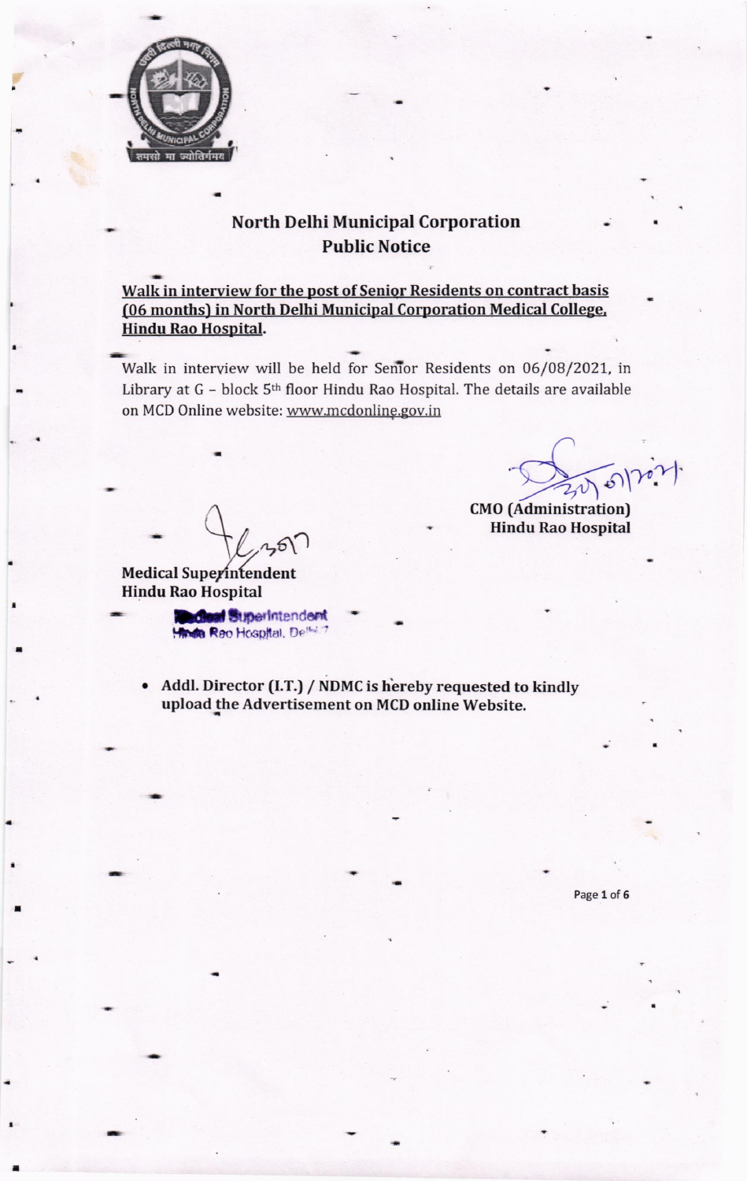## North Delhi Municipal Corporation
## Public Notice

**Walk in interview for the post of Senior Residents on contract basis (06 months) in North Delhi Municipal Corporation Medical College, Hindu Rao Hospital.**

Walk in interview will be held for Senior Residents on 06/08/2021, in Library at G – block 5th floor Hindu Rao Hospital. The details are available on MCD Online website: www.mcdonline.gov.in

**CMO (Administration)**
**Hindu Rao Hospital**

**Medical Superintendent**
**Hindu Rao Hospital**

Medical Superintendent
Hindu Rao Hospital, Delhi-7

- **Addl. Director (I.T.) / NDMC is hereby requested to kindly upload the Advertisement on MCD online Website.**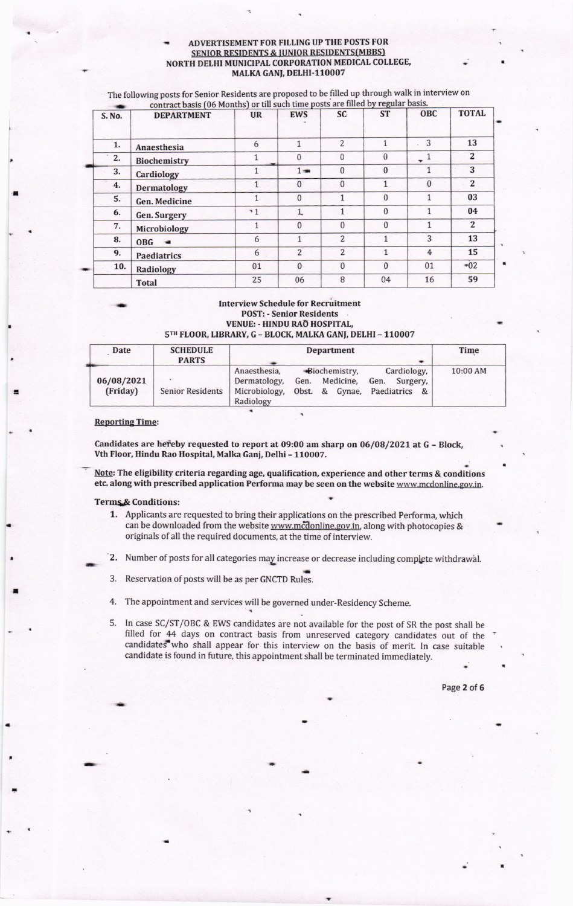**ADVERTISEMENT FOR FILLING UP THE POSTS FOR**
**SENIOR RESIDENTS & JUNIOR RESIDENTS(MBBS)**
**NORTH DELHI MUNICIPAL CORPORATION MEDICAL COLLEGE,**
**MALKA GANJ, DELHI-110007**

The following posts for Senior Residents are proposed to be filled up through walk in interview on contract basis (06 Months) or till such time posts are filled by regular basis.

| S. No. | DEPARTMENT | UR | EWS | SC | ST | OBC | TOTAL |
|---|---|---|---|---|---|---|---|
| 1. | Anaesthesia | 6 | 1 | 2 | 1 | 3 | 13 |
| 2. | Biochemistry | 1 | 0 | 0 | 0 | 1 | 2 |
| 3. | Cardiology | 1 | 1 | 0 | 0 | 1 | 3 |
| 4. | Dermatology | 1 | 0 | 0 | 1 | 0 | 2 |
| 5. | Gen. Medicine | 1 | 0 | 1 | 0 | 1 | 03 |
| 6. | Gen. Surgery | 1 | 1 | 1 | 0 | 1 | 04 |
| 7. | Microbiology | 1 | 0 | 0 | 0 | 1 | 2 |
| 8. | OBG | 6 | 1 | 2 | 1 | 3 | 13 |
| 9. | Paediatrics | 6 | 2 | 2 | 1 | 4 | 15 |
| 10. | Radiology | 01 | 0 | 0 | 0 | 01 | 02 |
| | Total | 25 | 06 | 8 | 04 | 16 | 59 |

**Interview Schedule for Recruitment**
**POST: - Senior Residents**
**VENUE: - HINDU RAO HOSPITAL,**
**5TH FLOOR, LIBRARY, G – BLOCK, MALKA GANJ, DELHI – 110007**

| Date | SCHEDULE PARTS | Department | Time |
|---|---|---|---|
| 06/08/2021 (Friday) | Senior Residents | Anaesthesia, Biochemistry, Cardiology, Dermatology, Gen. Medicine, Gen. Surgery, Microbiology, Obst. & Gynae, Paediatrics & Radiology | 10:00 AM |

**Reporting Time:**

**Candidates are hereby requested to report at 09:00 am sharp on 06/08/2021 at G – Block, Vth Floor, Hindu Rao Hospital, Malka Ganj, Delhi – 110007.**

**Note: The eligibility criteria regarding age, qualification, experience and other terms & conditions etc. along with prescribed application Performa may be seen on the website www.mcdonline.gov.in.**

**Terms & Conditions:**

1. Applicants are requested to bring their applications on the prescribed Performa, which can be downloaded from the website www.mcdonline.gov.in, along with photocopies & originals of all the required documents, at the time of interview.
2. Number of posts for all categories may increase or decrease including complete withdrawal.
3. Reservation of posts will be as per GNCTD Rules.
4. The appointment and services will be governed under-Residency Scheme.
5. In case SC/ST/OBC & EWS candidates are not available for the post of SR the post shall be filled for 44 days on contract basis from unreserved category candidates out of the candidates who shall appear for this interview on the basis of merit. In case suitable candidate is found in future, this appointment shall be terminated immediately.